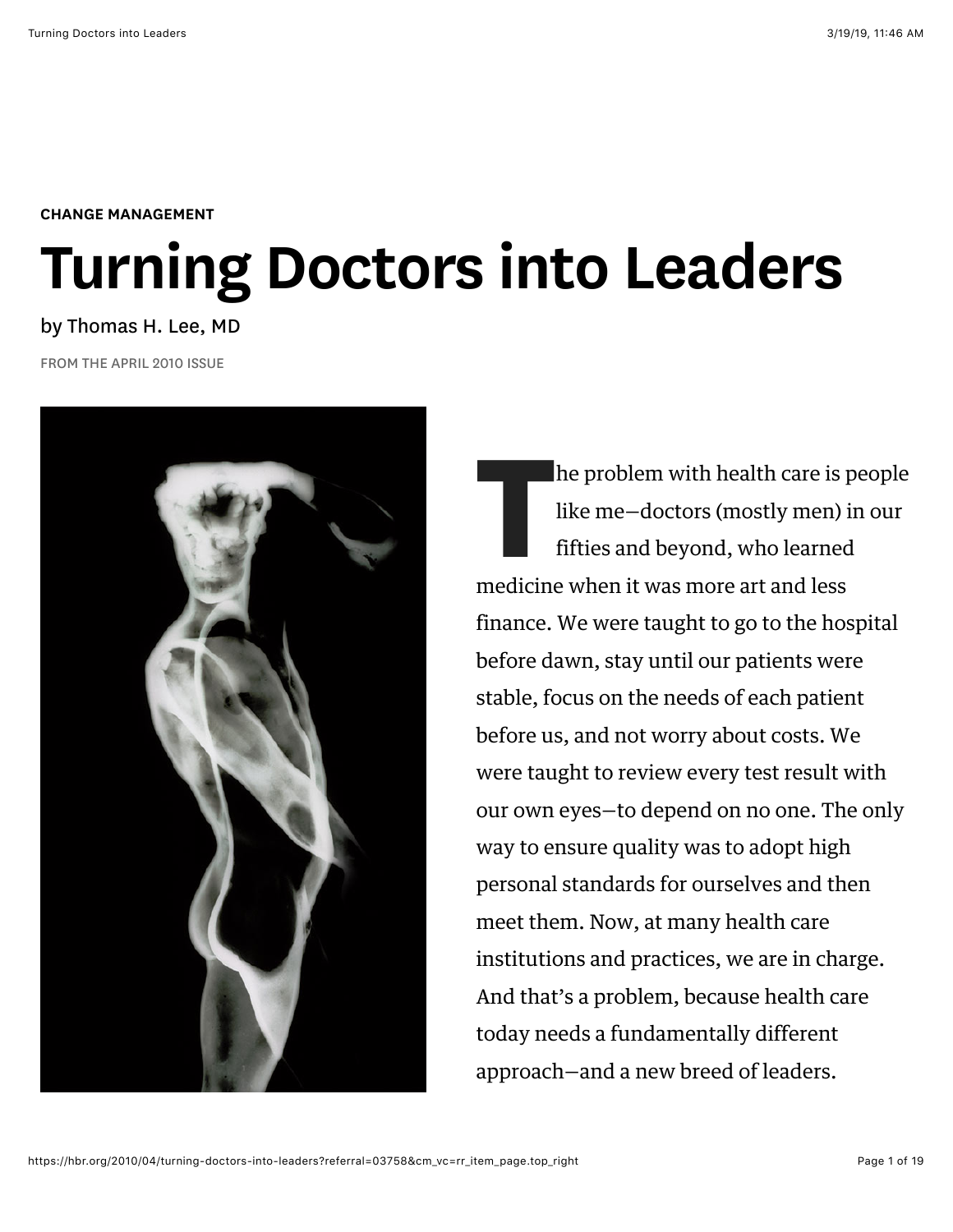CHANGE MANAGEMENT

# Turning Doctors into Leaders

by Thomas H. Lee, MD

FROM THE APRIL 2010 ISSUE

The problem with health care is people like me—doctors (mostly men) in our fifties and beyond, who learned medicine when it was more art and less finance. We were taught to go to the hospital before dawn, stay until our patients were stable, focus on the needs of each patient before us, and not worry about costs. We were taught to review every test result with our own eyes—to depend on no one. The only way to ensure quality was to adopt high personal standards for ourselves and then meet them. Now, at many health care institutions and practices, we are in charge. And that's a problem, because health care today needs a fundamentally different approach—and a new breed of leaders.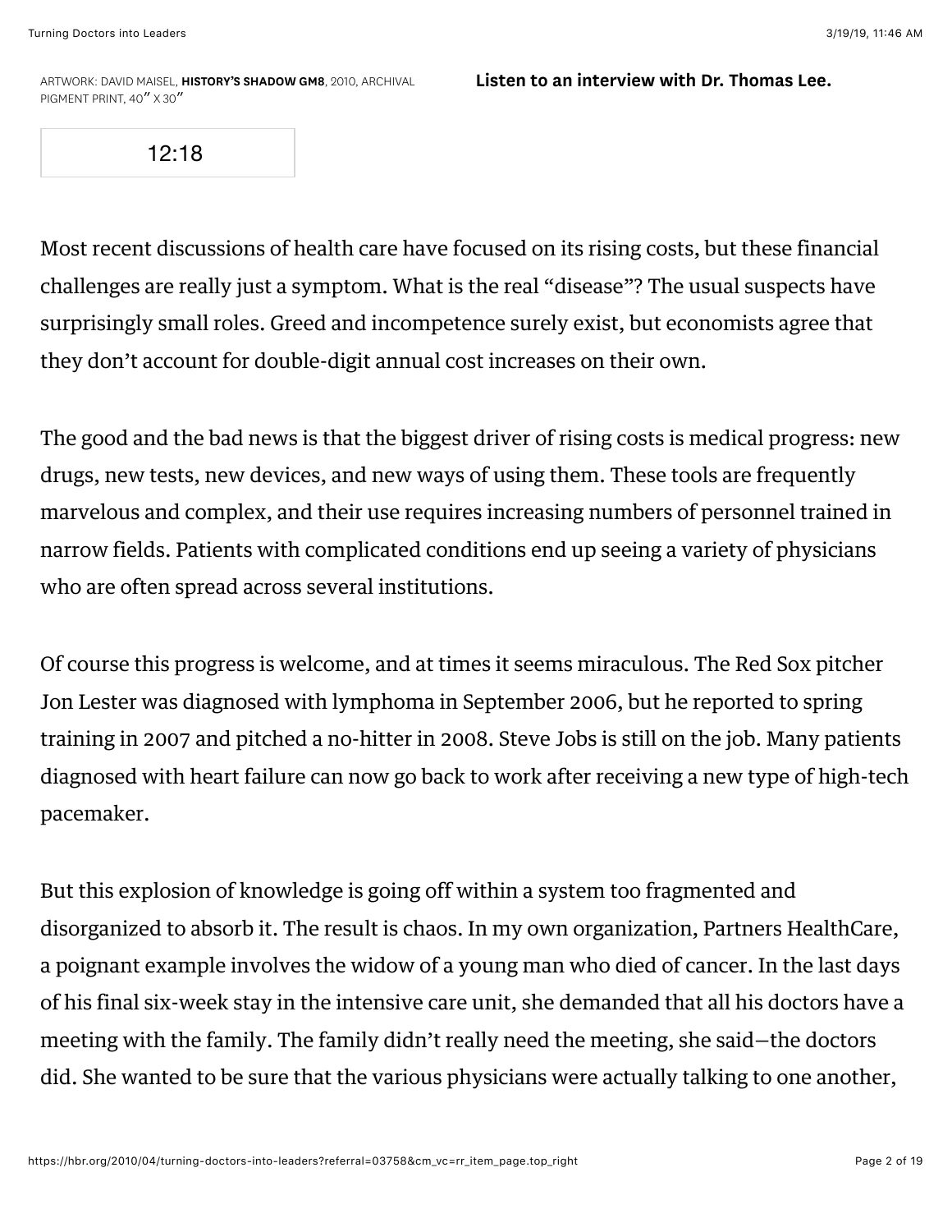ARTWORK: DAVID MAISEL, **HISTORY'S SHADOW GM8**, 2010, ARCHIVAL PIGMENT PRINT, 40″ X 30″

**Listen to an interview with Dr. Thomas Lee.**

12:18

Most recent discussions of health care have focused on its rising costs, but these financial challenges are really just a symptom. What is the real "disease"? The usual suspects have surprisingly small roles. Greed and incompetence surely exist, but economists agree that they don't account for double-digit annual cost increases on their own.

The good and the bad news is that the biggest driver of rising costs is medical progress: new drugs, new tests, new devices, and new ways of using them. These tools are frequently marvelous and complex, and their use requires increasing numbers of personnel trained in narrow fields. Patients with complicated conditions end up seeing a variety of physicians who are often spread across several institutions.

Of course this progress is welcome, and at times it seems miraculous. The Red Sox pitcher Jon Lester was diagnosed with lymphoma in September 2006, but he reported to spring training in 2007 and pitched a no-hitter in 2008. Steve Jobs is still on the job. Many patients diagnosed with heart failure can now go back to work after receiving a new type of high-tech pacemaker.

But this explosion of knowledge is going off within a system too fragmented and disorganized to absorb it. The result is chaos. In my own organization, Partners HealthCare, a poignant example involves the widow of a young man who died of cancer. In the last days of his final six-week stay in the intensive care unit, she demanded that all his doctors have a meeting with the family. The family didn't really need the meeting, she said—the doctors did. She wanted to be sure that the various physicians were actually talking to one another,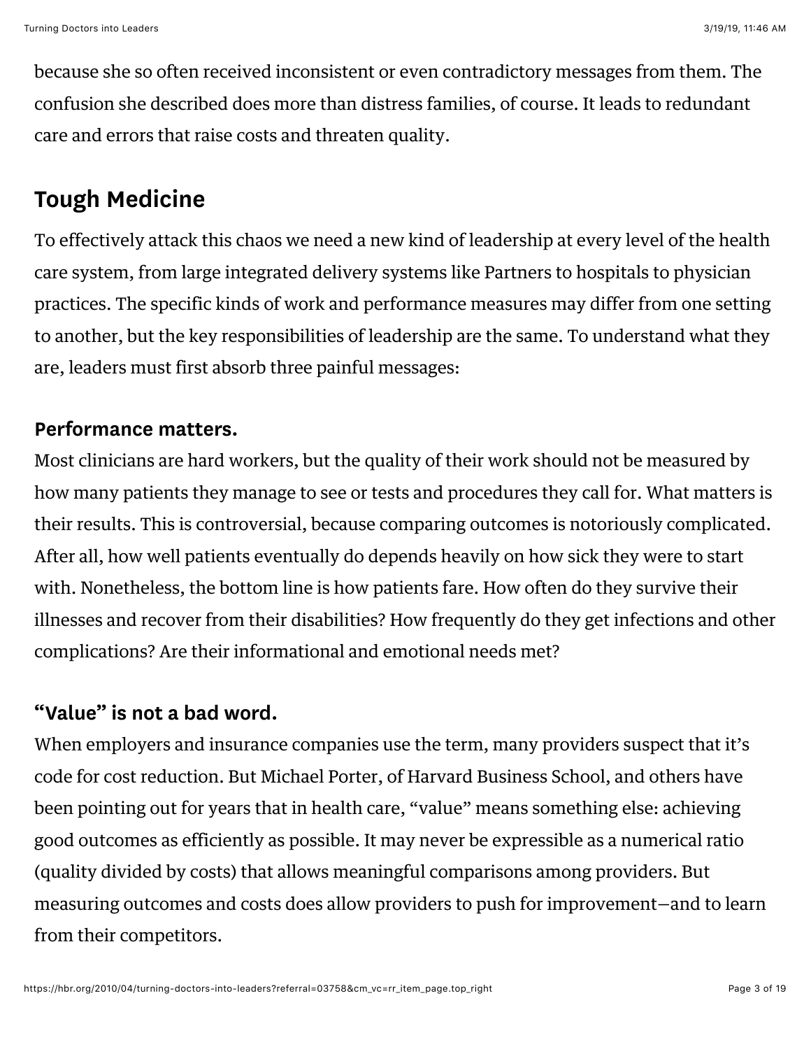because she so often received inconsistent or even contradictory messages from them. The confusion she described does more than distress families, of course. It leads to redundant care and errors that raise costs and threaten quality.

## Tough Medicine

To effectively attack this chaos we need a new kind of leadership at every level of the health care system, from large integrated delivery systems like Partners to hospitals to physician practices. The specific kinds of work and performance measures may differ from one setting to another, but the key responsibilities of leadership are the same. To understand what they are, leaders must first absorb three painful messages:

### Performance matters.

Most clinicians are hard workers, but the quality of their work should not be measured by how many patients they manage to see or tests and procedures they call for. What matters is their results. This is controversial, because comparing outcomes is notoriously complicated. After all, how well patients eventually do depends heavily on how sick they were to start with. Nonetheless, the bottom line is how patients fare. How often do they survive their illnesses and recover from their disabilities? How frequently do they get infections and other complications? Are their informational and emotional needs met?

### “Value” is not a bad word.

When employers and insurance companies use the term, many providers suspect that it’s code for cost reduction. But Michael Porter, of Harvard Business School, and others have been pointing out for years that in health care, “value” means something else: achieving good outcomes as efficiently as possible. It may never be expressible as a numerical ratio (quality divided by costs) that allows meaningful comparisons among providers. But measuring outcomes and costs does allow providers to push for improvement—and to learn from their competitors.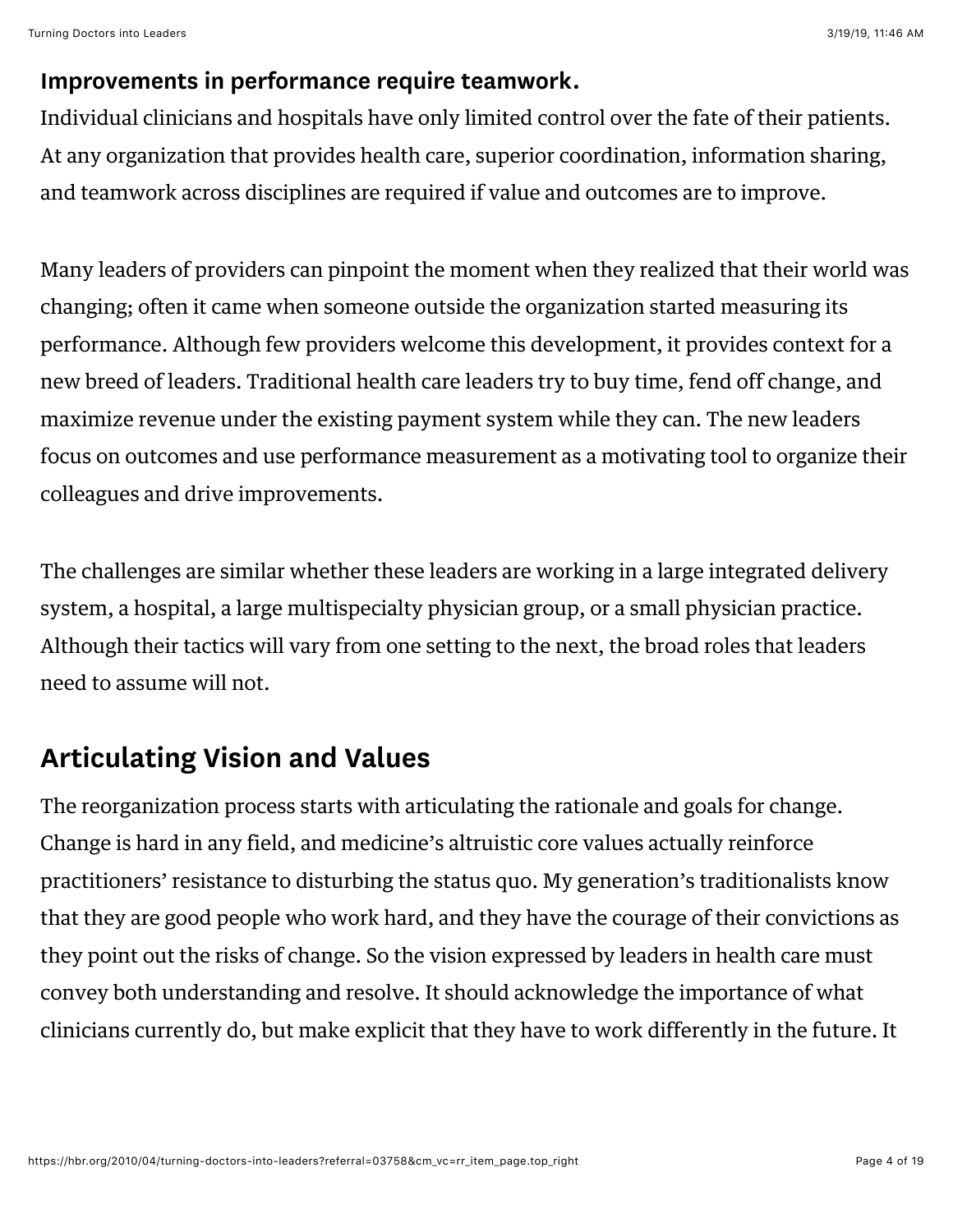**Improvements in performance require teamwork.**
Individual clinicians and hospitals have only limited control over the fate of their patients. At any organization that provides health care, superior coordination, information sharing, and teamwork across disciplines are required if value and outcomes are to improve.

Many leaders of providers can pinpoint the moment when they realized that their world was changing; often it came when someone outside the organization started measuring its performance. Although few providers welcome this development, it provides context for a new breed of leaders. Traditional health care leaders try to buy time, fend off change, and maximize revenue under the existing payment system while they can. The new leaders focus on outcomes and use performance measurement as a motivating tool to organize their colleagues and drive improvements.

The challenges are similar whether these leaders are working in a large integrated delivery system, a hospital, a large multispecialty physician group, or a small physician practice. Although their tactics will vary from one setting to the next, the broad roles that leaders need to assume will not.

## Articulating Vision and Values

The reorganization process starts with articulating the rationale and goals for change. Change is hard in any field, and medicine's altruistic core values actually reinforce practitioners' resistance to disturbing the status quo. My generation's traditionalists know that they are good people who work hard, and they have the courage of their convictions as they point out the risks of change. So the vision expressed by leaders in health care must convey both understanding and resolve. It should acknowledge the importance of what clinicians currently do, but make explicit that they have to work differently in the future. It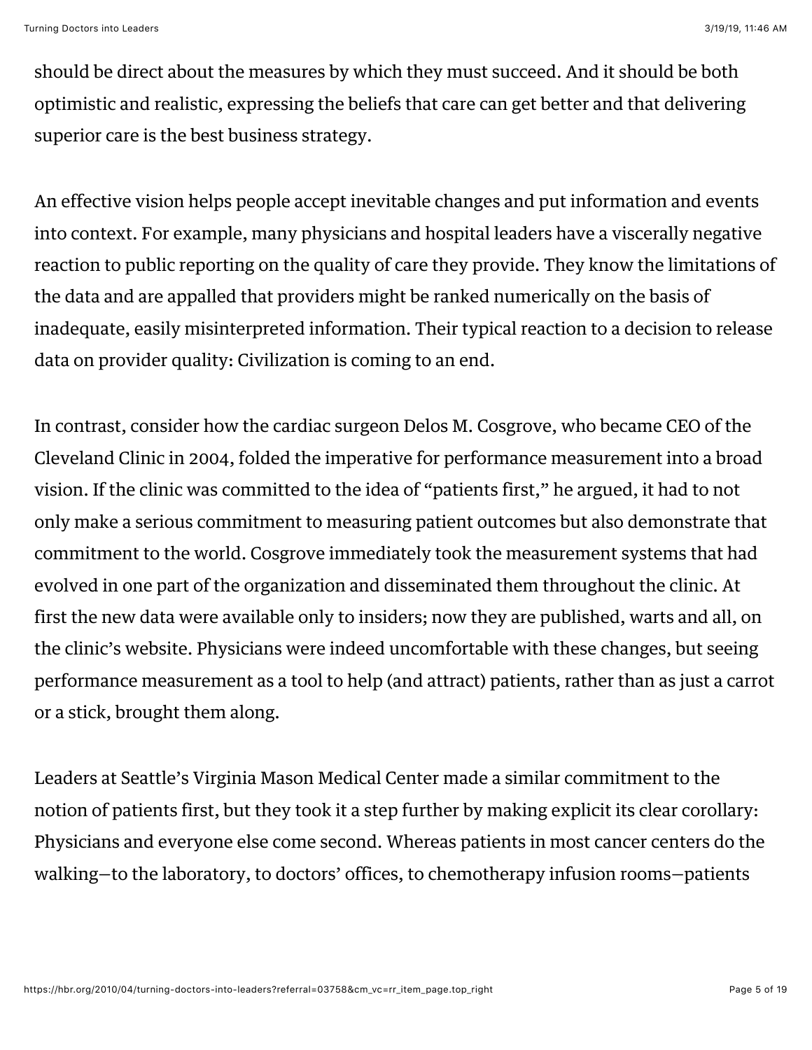should be direct about the measures by which they must succeed. And it should be both optimistic and realistic, expressing the beliefs that care can get better and that delivering superior care is the best business strategy.

An effective vision helps people accept inevitable changes and put information and events into context. For example, many physicians and hospital leaders have a viscerally negative reaction to public reporting on the quality of care they provide. They know the limitations of the data and are appalled that providers might be ranked numerically on the basis of inadequate, easily misinterpreted information. Their typical reaction to a decision to release data on provider quality: Civilization is coming to an end.

In contrast, consider how the cardiac surgeon Delos M. Cosgrove, who became CEO of the Cleveland Clinic in 2004, folded the imperative for performance measurement into a broad vision. If the clinic was committed to the idea of "patients first," he argued, it had to not only make a serious commitment to measuring patient outcomes but also demonstrate that commitment to the world. Cosgrove immediately took the measurement systems that had evolved in one part of the organization and disseminated them throughout the clinic. At first the new data were available only to insiders; now they are published, warts and all, on the clinic's website. Physicians were indeed uncomfortable with these changes, but seeing performance measurement as a tool to help (and attract) patients, rather than as just a carrot or a stick, brought them along.

Leaders at Seattle's Virginia Mason Medical Center made a similar commitment to the notion of patients first, but they took it a step further by making explicit its clear corollary: Physicians and everyone else come second. Whereas patients in most cancer centers do the walking—to the laboratory, to doctors' offices, to chemotherapy infusion rooms—patients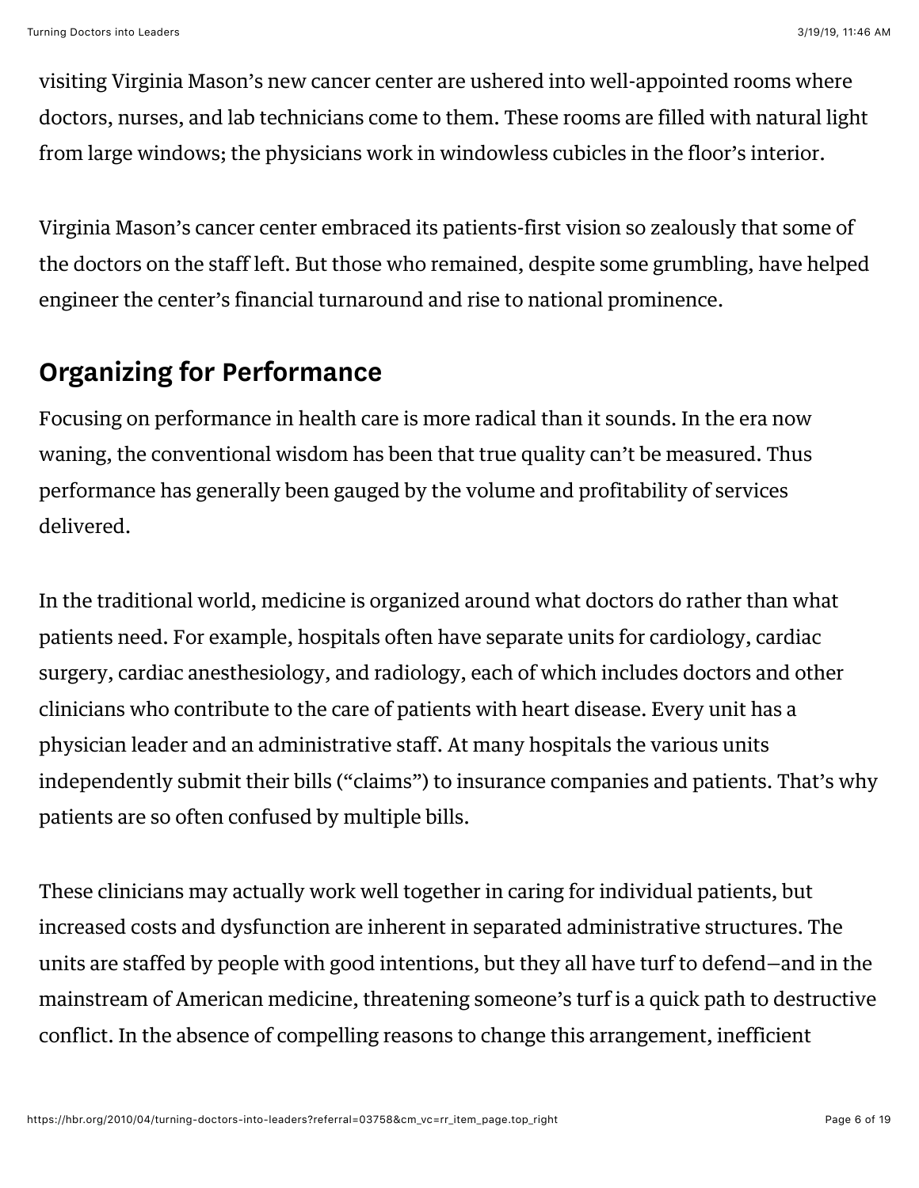visiting Virginia Mason's new cancer center are ushered into well-appointed rooms where doctors, nurses, and lab technicians come to them. These rooms are filled with natural light from large windows; the physicians work in windowless cubicles in the floor's interior.

Virginia Mason's cancer center embraced its patients-first vision so zealously that some of the doctors on the staff left. But those who remained, despite some grumbling, have helped engineer the center's financial turnaround and rise to national prominence.

## Organizing for Performance

Focusing on performance in health care is more radical than it sounds. In the era now waning, the conventional wisdom has been that true quality can't be measured. Thus performance has generally been gauged by the volume and profitability of services delivered.

In the traditional world, medicine is organized around what doctors do rather than what patients need. For example, hospitals often have separate units for cardiology, cardiac surgery, cardiac anesthesiology, and radiology, each of which includes doctors and other clinicians who contribute to the care of patients with heart disease. Every unit has a physician leader and an administrative staff. At many hospitals the various units independently submit their bills ("claims") to insurance companies and patients. That's why patients are so often confused by multiple bills.

These clinicians may actually work well together in caring for individual patients, but increased costs and dysfunction are inherent in separated administrative structures. The units are staffed by people with good intentions, but they all have turf to defend—and in the mainstream of American medicine, threatening someone's turf is a quick path to destructive conflict. In the absence of compelling reasons to change this arrangement, inefficient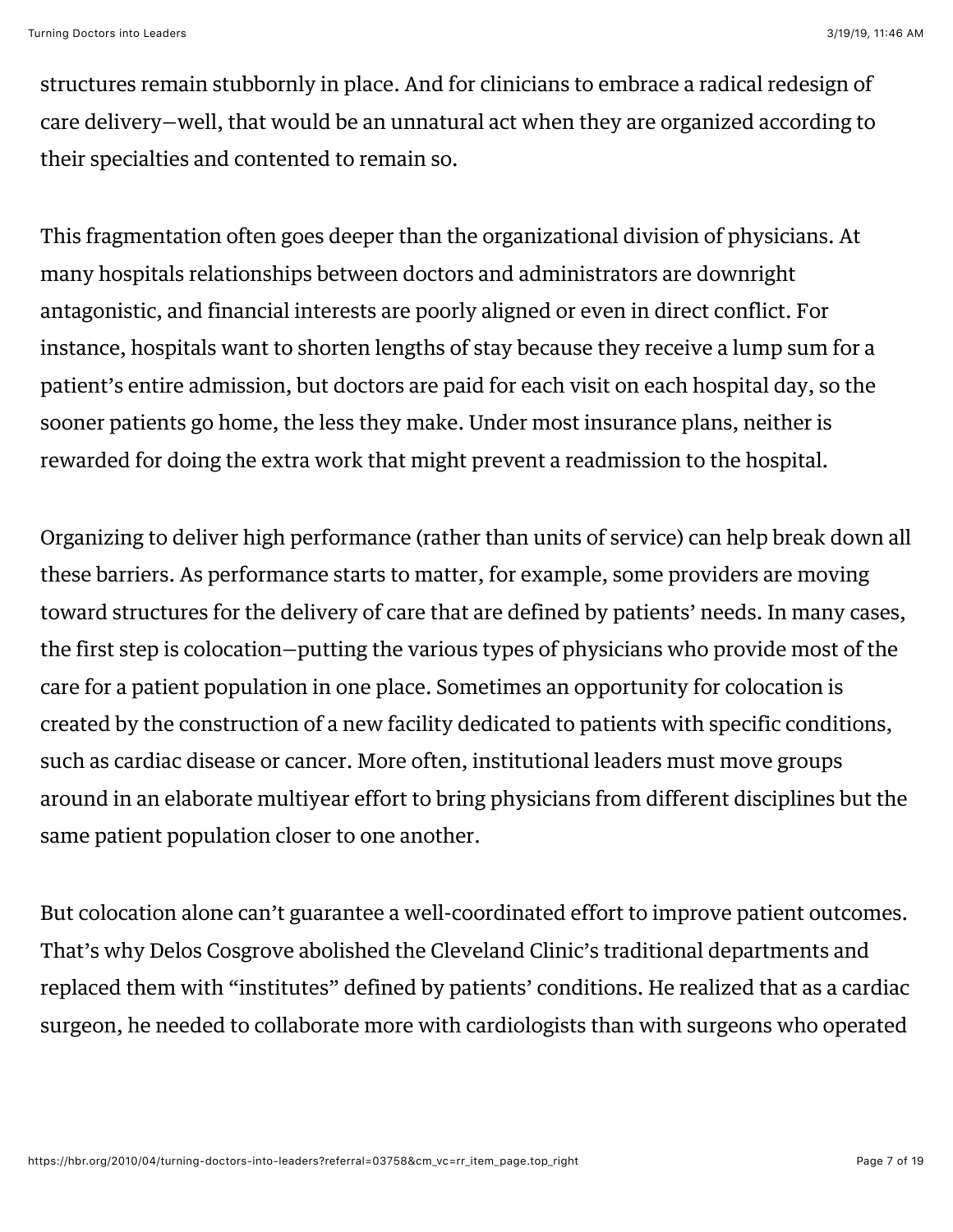structures remain stubbornly in place. And for clinicians to embrace a radical redesign of care delivery—well, that would be an unnatural act when they are organized according to their specialties and contented to remain so.

This fragmentation often goes deeper than the organizational division of physicians. At many hospitals relationships between doctors and administrators are downright antagonistic, and financial interests are poorly aligned or even in direct conflict. For instance, hospitals want to shorten lengths of stay because they receive a lump sum for a patient's entire admission, but doctors are paid for each visit on each hospital day, so the sooner patients go home, the less they make. Under most insurance plans, neither is rewarded for doing the extra work that might prevent a readmission to the hospital.

Organizing to deliver high performance (rather than units of service) can help break down all these barriers. As performance starts to matter, for example, some providers are moving toward structures for the delivery of care that are defined by patients' needs. In many cases, the first step is colocation—putting the various types of physicians who provide most of the care for a patient population in one place. Sometimes an opportunity for colocation is created by the construction of a new facility dedicated to patients with specific conditions, such as cardiac disease or cancer. More often, institutional leaders must move groups around in an elaborate multiyear effort to bring physicians from different disciplines but the same patient population closer to one another.

But colocation alone can't guarantee a well-coordinated effort to improve patient outcomes. That's why Delos Cosgrove abolished the Cleveland Clinic's traditional departments and replaced them with "institutes" defined by patients' conditions. He realized that as a cardiac surgeon, he needed to collaborate more with cardiologists than with surgeons who operated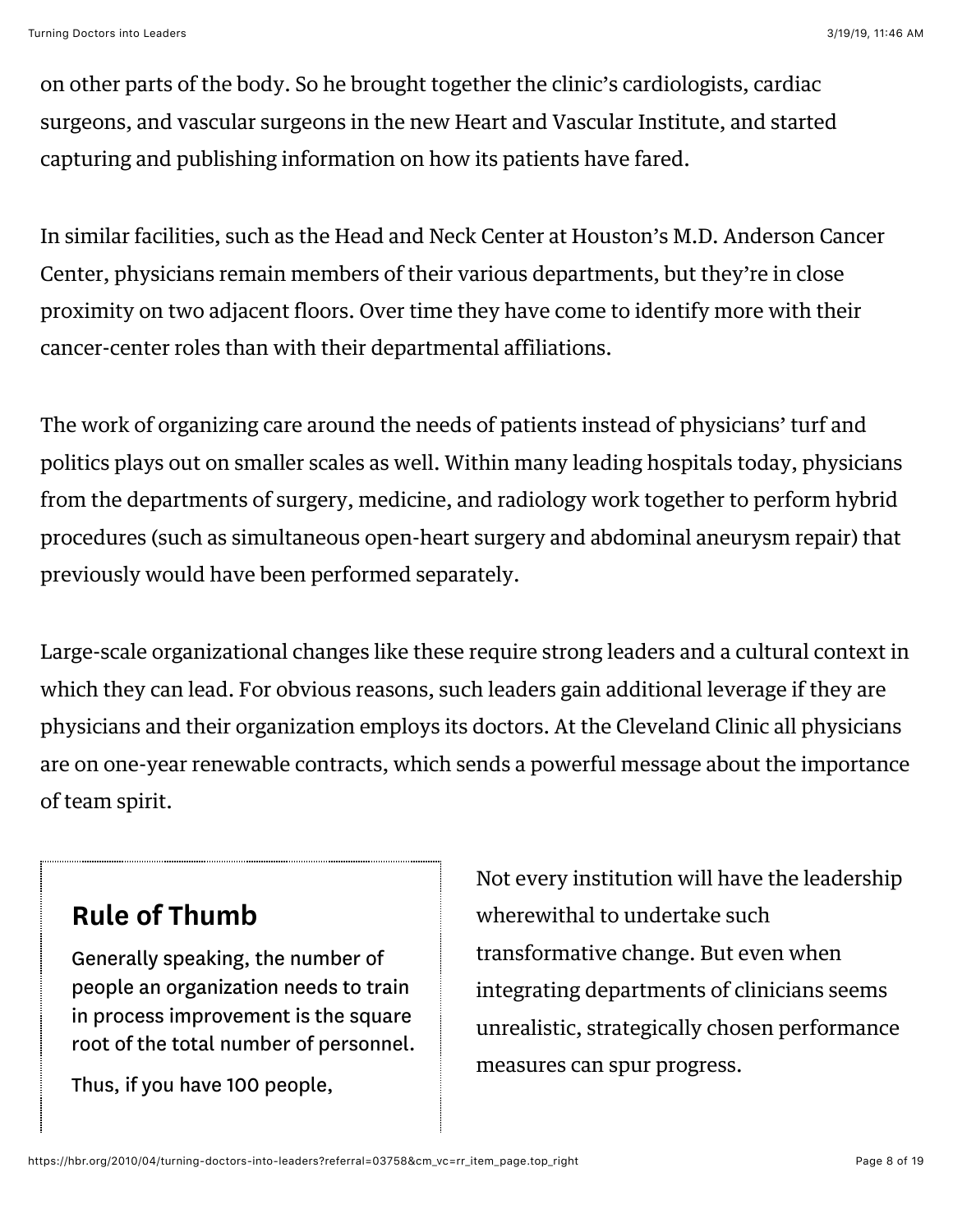on other parts of the body. So he brought together the clinic's cardiologists, cardiac surgeons, and vascular surgeons in the new Heart and Vascular Institute, and started capturing and publishing information on how its patients have fared.

In similar facilities, such as the Head and Neck Center at Houston's M.D. Anderson Cancer Center, physicians remain members of their various departments, but they're in close proximity on two adjacent floors. Over time they have come to identify more with their cancer-center roles than with their departmental affiliations.

The work of organizing care around the needs of patients instead of physicians' turf and politics plays out on smaller scales as well. Within many leading hospitals today, physicians from the departments of surgery, medicine, and radiology work together to perform hybrid procedures (such as simultaneous open-heart surgery and abdominal aneurysm repair) that previously would have been performed separately.

Large-scale organizational changes like these require strong leaders and a cultural context in which they can lead. For obvious reasons, such leaders gain additional leverage if they are physicians and their organization employs its doctors. At the Cleveland Clinic all physicians are on one-year renewable contracts, which sends a powerful message about the importance of team spirit.

Not every institution will have the leadership wherewithal to undertake such transformative change. But even when integrating departments of clinicians seems unrealistic, strategically chosen performance measures can spur progress.

## Rule of Thumb

Generally speaking, the number of people an organization needs to train in process improvement is the square root of the total number of personnel.

Thus, if you have 100 people,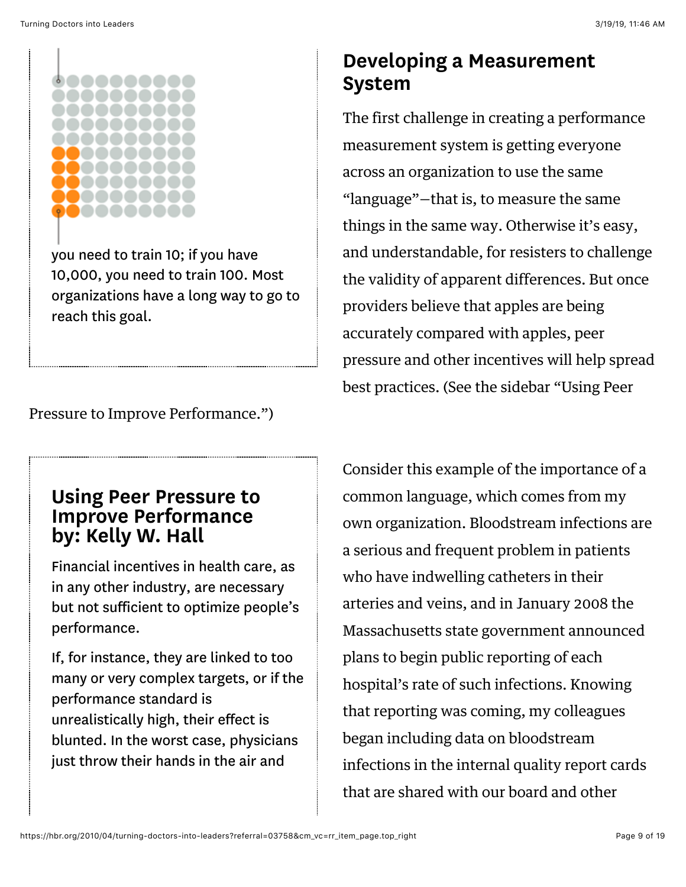you need to train 10; if you have 10,000, you need to train 100. Most organizations have a long way to go to reach this goal.

## Developing a Measurement System

The first challenge in creating a performance measurement system is getting everyone across an organization to use the same “language”—that is, to measure the same things in the same way. Otherwise it’s easy, and understandable, for resisters to challenge the validity of apparent differences. But once providers believe that apples are being accurately compared with apples, peer pressure and other incentives will help spread best practices. (See the sidebar “Using Peer Pressure to Improve Performance.”)

### Using Peer Pressure to Improve Performance by: Kelly W. Hall

Financial incentives in health care, as in any other industry, are necessary but not sufficient to optimize people’s performance.

If, for instance, they are linked to too many or very complex targets, or if the performance standard is unrealistically high, their effect is blunted. In the worst case, physicians just throw their hands in the air and

Consider this example of the importance of a common language, which comes from my own organization. Bloodstream infections are a serious and frequent problem in patients who have indwelling catheters in their arteries and veins, and in January 2008 the Massachusetts state government announced plans to begin public reporting of each hospital’s rate of such infections. Knowing that reporting was coming, my colleagues began including data on bloodstream infections in the internal quality report cards that are shared with our board and other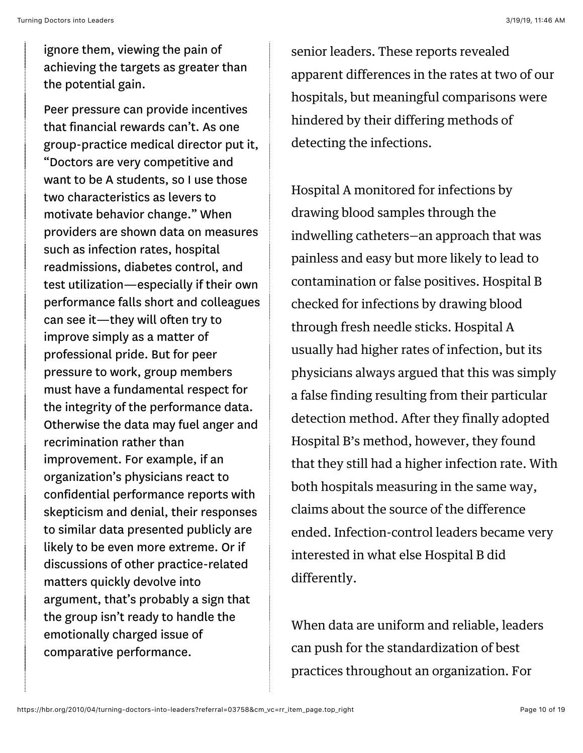ignore them, viewing the pain of achieving the targets as greater than the potential gain.

Peer pressure can provide incentives that financial rewards can't. As one group-practice medical director put it, "Doctors are very competitive and want to be A students, so I use those two characteristics as levers to motivate behavior change." When providers are shown data on measures such as infection rates, hospital readmissions, diabetes control, and test utilization—especially if their own performance falls short and colleagues can see it—they will often try to improve simply as a matter of professional pride. But for peer pressure to work, group members must have a fundamental respect for the integrity of the performance data. Otherwise the data may fuel anger and recrimination rather than improvement. For example, if an organization's physicians react to confidential performance reports with skepticism and denial, their responses to similar data presented publicly are likely to be even more extreme. Or if discussions of other practice-related matters quickly devolve into argument, that's probably a sign that the group isn't ready to handle the emotionally charged issue of comparative performance.

senior leaders. These reports revealed apparent differences in the rates at two of our hospitals, but meaningful comparisons were hindered by their differing methods of detecting the infections.

Hospital A monitored for infections by drawing blood samples through the indwelling catheters—an approach that was painless and easy but more likely to lead to contamination or false positives. Hospital B checked for infections by drawing blood through fresh needle sticks. Hospital A usually had higher rates of infection, but its physicians always argued that this was simply a false finding resulting from their particular detection method. After they finally adopted Hospital B's method, however, they found that they still had a higher infection rate. With both hospitals measuring in the same way, claims about the source of the difference ended. Infection-control leaders became very interested in what else Hospital B did differently.

When data are uniform and reliable, leaders can push for the standardization of best practices throughout an organization. For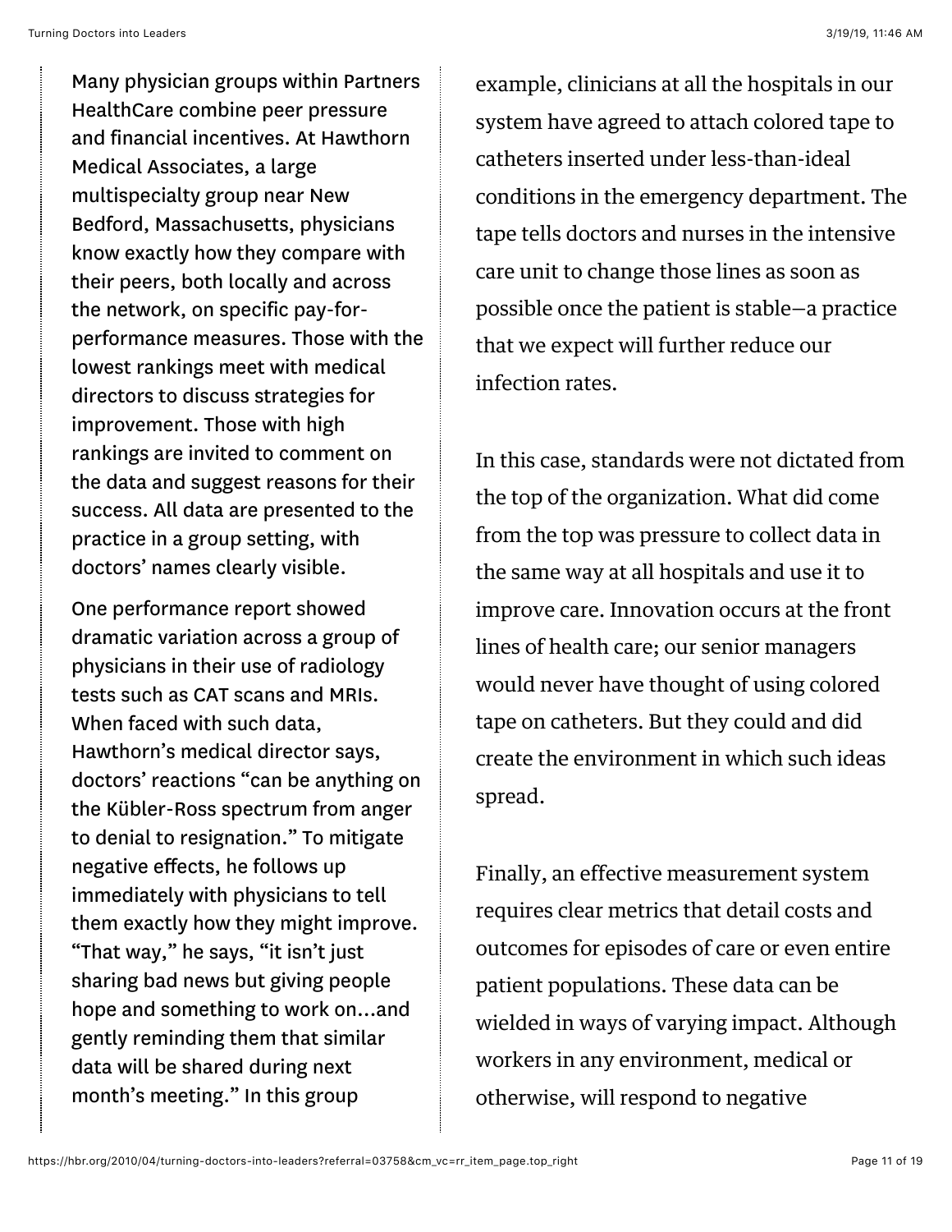Many physician groups within Partners HealthCare combine peer pressure and financial incentives. At Hawthorn Medical Associates, a large multispecialty group near New Bedford, Massachusetts, physicians know exactly how they compare with their peers, both locally and across the network, on specific pay-for-performance measures. Those with the lowest rankings meet with medical directors to discuss strategies for improvement. Those with high rankings are invited to comment on the data and suggest reasons for their success. All data are presented to the practice in a group setting, with doctors' names clearly visible.

One performance report showed dramatic variation across a group of physicians in their use of radiology tests such as CAT scans and MRIs. When faced with such data, Hawthorn's medical director says, doctors' reactions "can be anything on the Kübler-Ross spectrum from anger to denial to resignation." To mitigate negative effects, he follows up immediately with physicians to tell them exactly how they might improve. "That way," he says, "it isn't just sharing bad news but giving people hope and something to work on…and gently reminding them that similar data will be shared during next month's meeting." In this group

example, clinicians at all the hospitals in our system have agreed to attach colored tape to catheters inserted under less-than-ideal conditions in the emergency department. The tape tells doctors and nurses in the intensive care unit to change those lines as soon as possible once the patient is stable—a practice that we expect will further reduce our infection rates.

In this case, standards were not dictated from the top of the organization. What did come from the top was pressure to collect data in the same way at all hospitals and use it to improve care. Innovation occurs at the front lines of health care; our senior managers would never have thought of using colored tape on catheters. But they could and did create the environment in which such ideas spread.

Finally, an effective measurement system requires clear metrics that detail costs and outcomes for episodes of care or even entire patient populations. These data can be wielded in ways of varying impact. Although workers in any environment, medical or otherwise, will respond to negative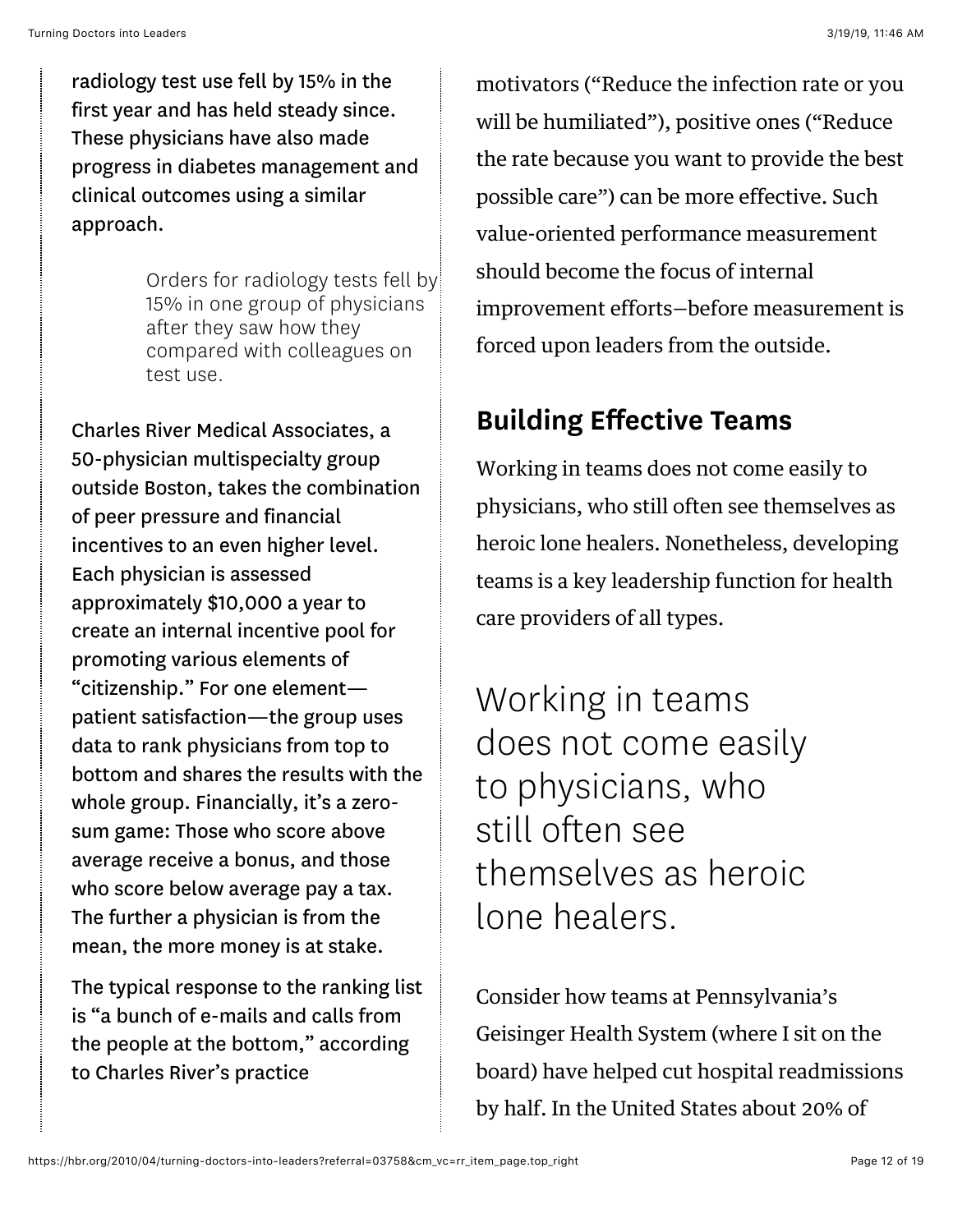radiology test use fell by 15% in the first year and has held steady since. These physicians have also made progress in diabetes management and clinical outcomes using a similar approach.

> Orders for radiology tests fell by 15% in one group of physicians after they saw how they compared with colleagues on test use.

Charles River Medical Associates, a 50-physician multispecialty group outside Boston, takes the combination of peer pressure and financial incentives to an even higher level. Each physician is assessed approximately $10,000 a year to create an internal incentive pool for promoting various elements of "citizenship." For one element—patient satisfaction—the group uses data to rank physicians from top to bottom and shares the results with the whole group. Financially, it's a zero-sum game: Those who score above average receive a bonus, and those who score below average pay a tax. The further a physician is from the mean, the more money is at stake.

The typical response to the ranking list is "a bunch of e-mails and calls from the people at the bottom," according to Charles River's practice

motivators ("Reduce the infection rate or you will be humiliated"), positive ones ("Reduce the rate because you want to provide the best possible care") can be more effective. Such value-oriented performance measurement should become the focus of internal improvement efforts—before measurement is forced upon leaders from the outside.

## Building Effective Teams

Working in teams does not come easily to physicians, who still often see themselves as heroic lone healers. Nonetheless, developing teams is a key leadership function for health care providers of all types.

> Working in teams does not come easily to physicians, who still often see themselves as heroic lone healers.

Consider how teams at Pennsylvania's Geisinger Health System (where I sit on the board) have helped cut hospital readmissions by half. In the United States about 20% of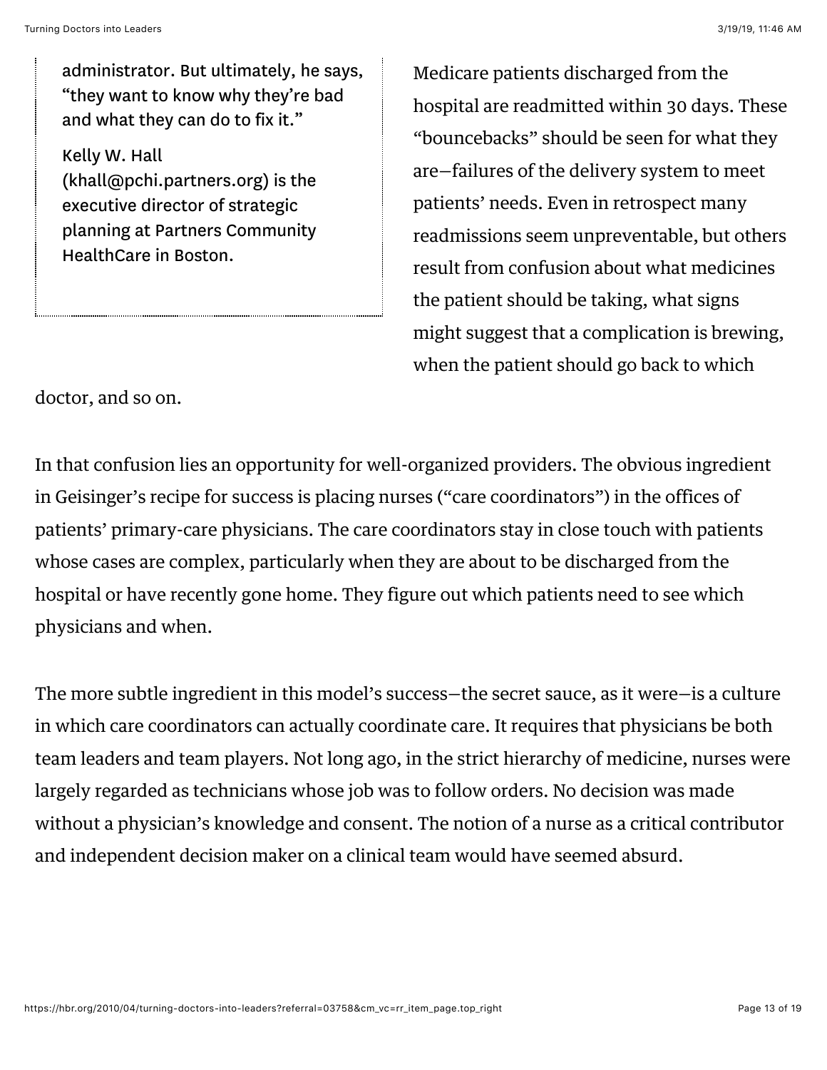administrator. But ultimately, he says, "they want to know why they're bad and what they can do to fix it."

Kelly W. Hall (khall@pchi.partners.org) is the executive director of strategic planning at Partners Community HealthCare in Boston.

Medicare patients discharged from the hospital are readmitted within 30 days. These "bouncebacks" should be seen for what they are—failures of the delivery system to meet patients' needs. Even in retrospect many readmissions seem unpreventable, but others result from confusion about what medicines the patient should be taking, what signs might suggest that a complication is brewing, when the patient should go back to which doctor, and so on.

In that confusion lies an opportunity for well-organized providers. The obvious ingredient in Geisinger's recipe for success is placing nurses ("care coordinators") in the offices of patients' primary-care physicians. The care coordinators stay in close touch with patients whose cases are complex, particularly when they are about to be discharged from the hospital or have recently gone home. They figure out which patients need to see which physicians and when.

The more subtle ingredient in this model's success—the secret sauce, as it were—is a culture in which care coordinators can actually coordinate care. It requires that physicians be both team leaders and team players. Not long ago, in the strict hierarchy of medicine, nurses were largely regarded as technicians whose job was to follow orders. No decision was made without a physician's knowledge and consent. The notion of a nurse as a critical contributor and independent decision maker on a clinical team would have seemed absurd.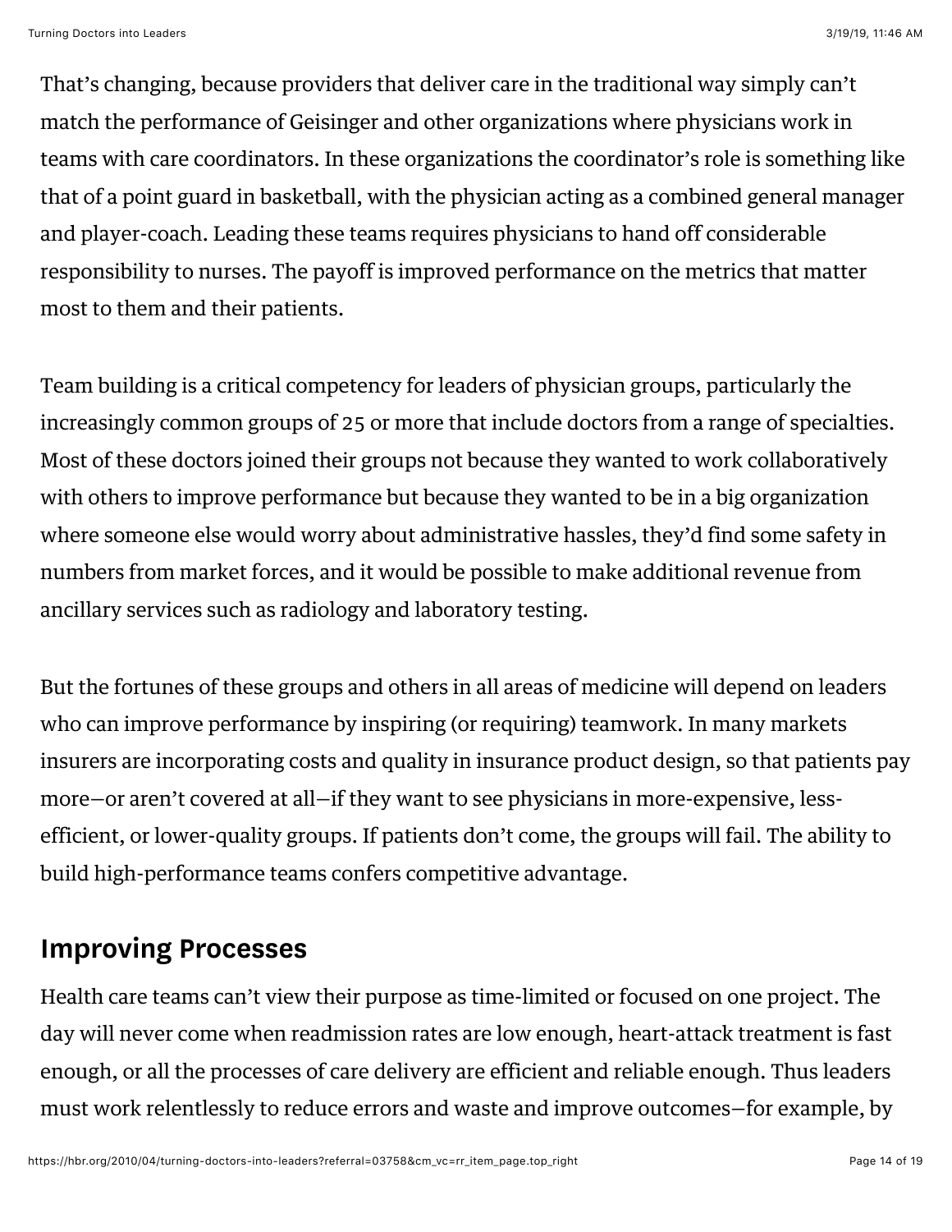That's changing, because providers that deliver care in the traditional way simply can't match the performance of Geisinger and other organizations where physicians work in teams with care coordinators. In these organizations the coordinator's role is something like that of a point guard in basketball, with the physician acting as a combined general manager and player-coach. Leading these teams requires physicians to hand off considerable responsibility to nurses. The payoff is improved performance on the metrics that matter most to them and their patients.

Team building is a critical competency for leaders of physician groups, particularly the increasingly common groups of 25 or more that include doctors from a range of specialties. Most of these doctors joined their groups not because they wanted to work collaboratively with others to improve performance but because they wanted to be in a big organization where someone else would worry about administrative hassles, they'd find some safety in numbers from market forces, and it would be possible to make additional revenue from ancillary services such as radiology and laboratory testing.

But the fortunes of these groups and others in all areas of medicine will depend on leaders who can improve performance by inspiring (or requiring) teamwork. In many markets insurers are incorporating costs and quality in insurance product design, so that patients pay more—or aren't covered at all—if they want to see physicians in more-expensive, less-efficient, or lower-quality groups. If patients don't come, the groups will fail. The ability to build high-performance teams confers competitive advantage.

## Improving Processes

Health care teams can't view their purpose as time-limited or focused on one project. The day will never come when readmission rates are low enough, heart-attack treatment is fast enough, or all the processes of care delivery are efficient and reliable enough. Thus leaders must work relentlessly to reduce errors and waste and improve outcomes—for example, by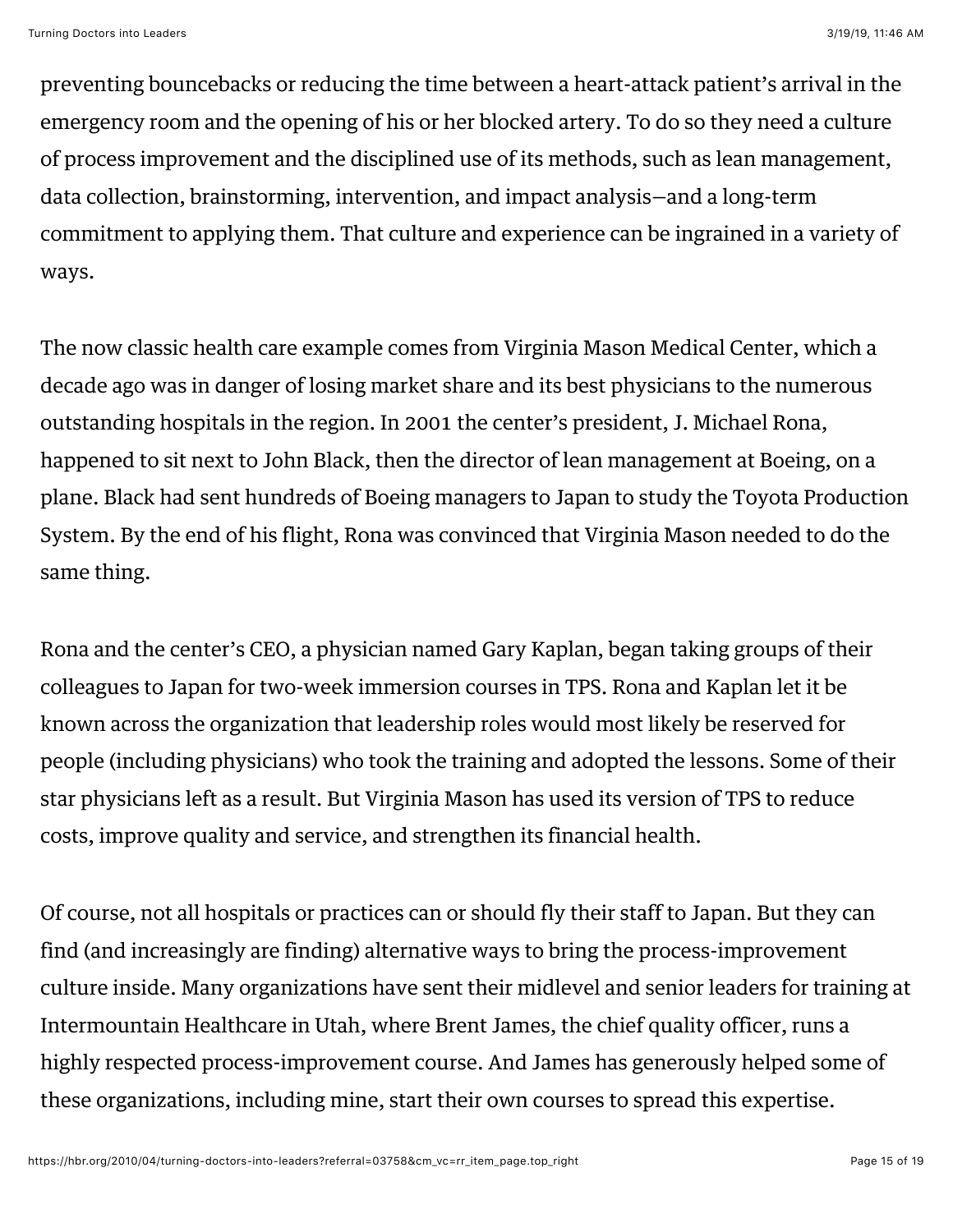preventing bouncebacks or reducing the time between a heart-attack patient's arrival in the emergency room and the opening of his or her blocked artery. To do so they need a culture of process improvement and the disciplined use of its methods, such as lean management, data collection, brainstorming, intervention, and impact analysis—and a long-term commitment to applying them. That culture and experience can be ingrained in a variety of ways.

The now classic health care example comes from Virginia Mason Medical Center, which a decade ago was in danger of losing market share and its best physicians to the numerous outstanding hospitals in the region. In 2001 the center's president, J. Michael Rona, happened to sit next to John Black, then the director of lean management at Boeing, on a plane. Black had sent hundreds of Boeing managers to Japan to study the Toyota Production System. By the end of his flight, Rona was convinced that Virginia Mason needed to do the same thing.

Rona and the center's CEO, a physician named Gary Kaplan, began taking groups of their colleagues to Japan for two-week immersion courses in TPS. Rona and Kaplan let it be known across the organization that leadership roles would most likely be reserved for people (including physicians) who took the training and adopted the lessons. Some of their star physicians left as a result. But Virginia Mason has used its version of TPS to reduce costs, improve quality and service, and strengthen its financial health.

Of course, not all hospitals or practices can or should fly their staff to Japan. But they can find (and increasingly are finding) alternative ways to bring the process-improvement culture inside. Many organizations have sent their midlevel and senior leaders for training at Intermountain Healthcare in Utah, where Brent James, the chief quality officer, runs a highly respected process-improvement course. And James has generously helped some of these organizations, including mine, start their own courses to spread this expertise.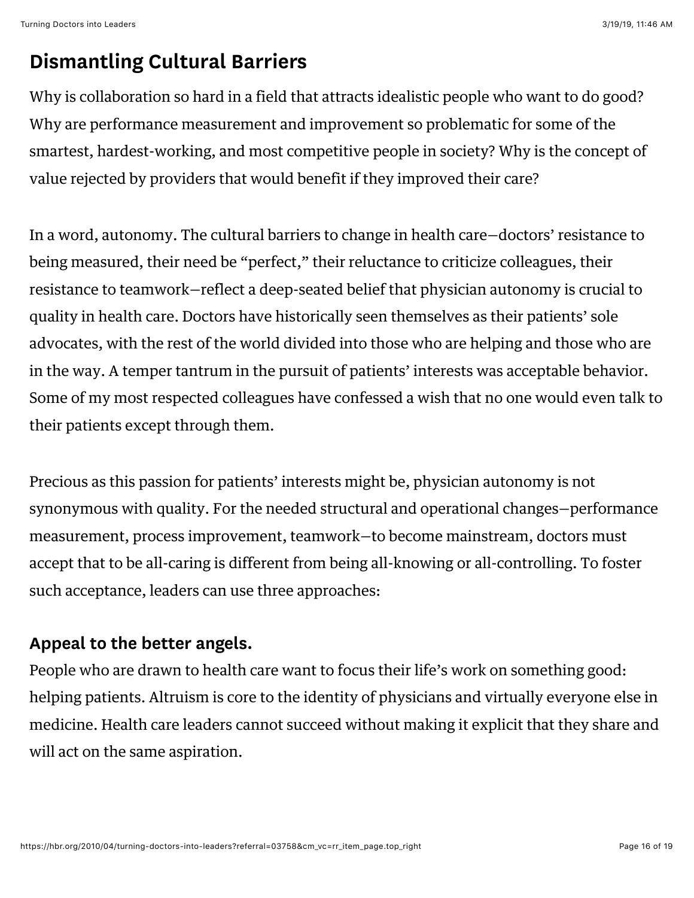## Dismantling Cultural Barriers

Why is collaboration so hard in a field that attracts idealistic people who want to do good? Why are performance measurement and improvement so problematic for some of the smartest, hardest-working, and most competitive people in society? Why is the concept of value rejected by providers that would benefit if they improved their care?

In a word, autonomy. The cultural barriers to change in health care—doctors' resistance to being measured, their need be "perfect," their reluctance to criticize colleagues, their resistance to teamwork—reflect a deep-seated belief that physician autonomy is crucial to quality in health care. Doctors have historically seen themselves as their patients' sole advocates, with the rest of the world divided into those who are helping and those who are in the way. A temper tantrum in the pursuit of patients' interests was acceptable behavior. Some of my most respected colleagues have confessed a wish that no one would even talk to their patients except through them.

Precious as this passion for patients' interests might be, physician autonomy is not synonymous with quality. For the needed structural and operational changes—performance measurement, process improvement, teamwork—to become mainstream, doctors must accept that to be all-caring is different from being all-knowing or all-controlling. To foster such acceptance, leaders can use three approaches:

### Appeal to the better angels.

People who are drawn to health care want to focus their life's work on something good: helping patients. Altruism is core to the identity of physicians and virtually everyone else in medicine. Health care leaders cannot succeed without making it explicit that they share and will act on the same aspiration.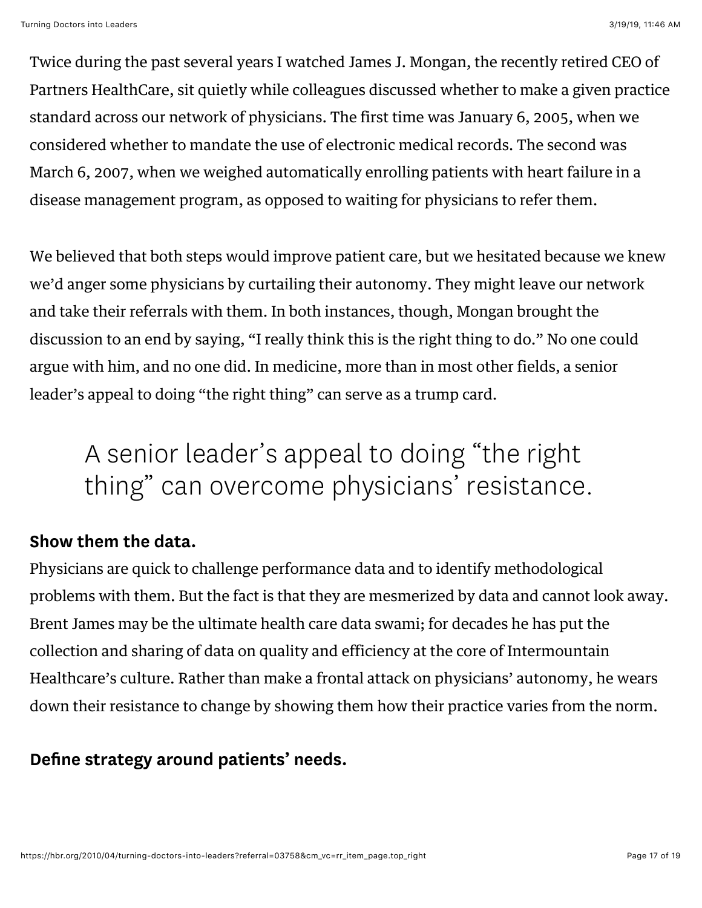Twice during the past several years I watched James J. Mongan, the recently retired CEO of Partners HealthCare, sit quietly while colleagues discussed whether to make a given practice standard across our network of physicians. The first time was January 6, 2005, when we considered whether to mandate the use of electronic medical records. The second was March 6, 2007, when we weighed automatically enrolling patients with heart failure in a disease management program, as opposed to waiting for physicians to refer them.

We believed that both steps would improve patient care, but we hesitated because we knew we'd anger some physicians by curtailing their autonomy. They might leave our network and take their referrals with them. In both instances, though, Mongan brought the discussion to an end by saying, "I really think this is the right thing to do." No one could argue with him, and no one did. In medicine, more than in most other fields, a senior leader's appeal to doing "the right thing" can serve as a trump card.

> A senior leader's appeal to doing "the right thing" can overcome physicians' resistance.

**Show them the data.**

Physicians are quick to challenge performance data and to identify methodological problems with them. But the fact is that they are mesmerized by data and cannot look away. Brent James may be the ultimate health care data swami; for decades he has put the collection and sharing of data on quality and efficiency at the core of Intermountain Healthcare's culture. Rather than make a frontal attack on physicians' autonomy, he wears down their resistance to change by showing them how their practice varies from the norm.

**Define strategy around patients' needs.**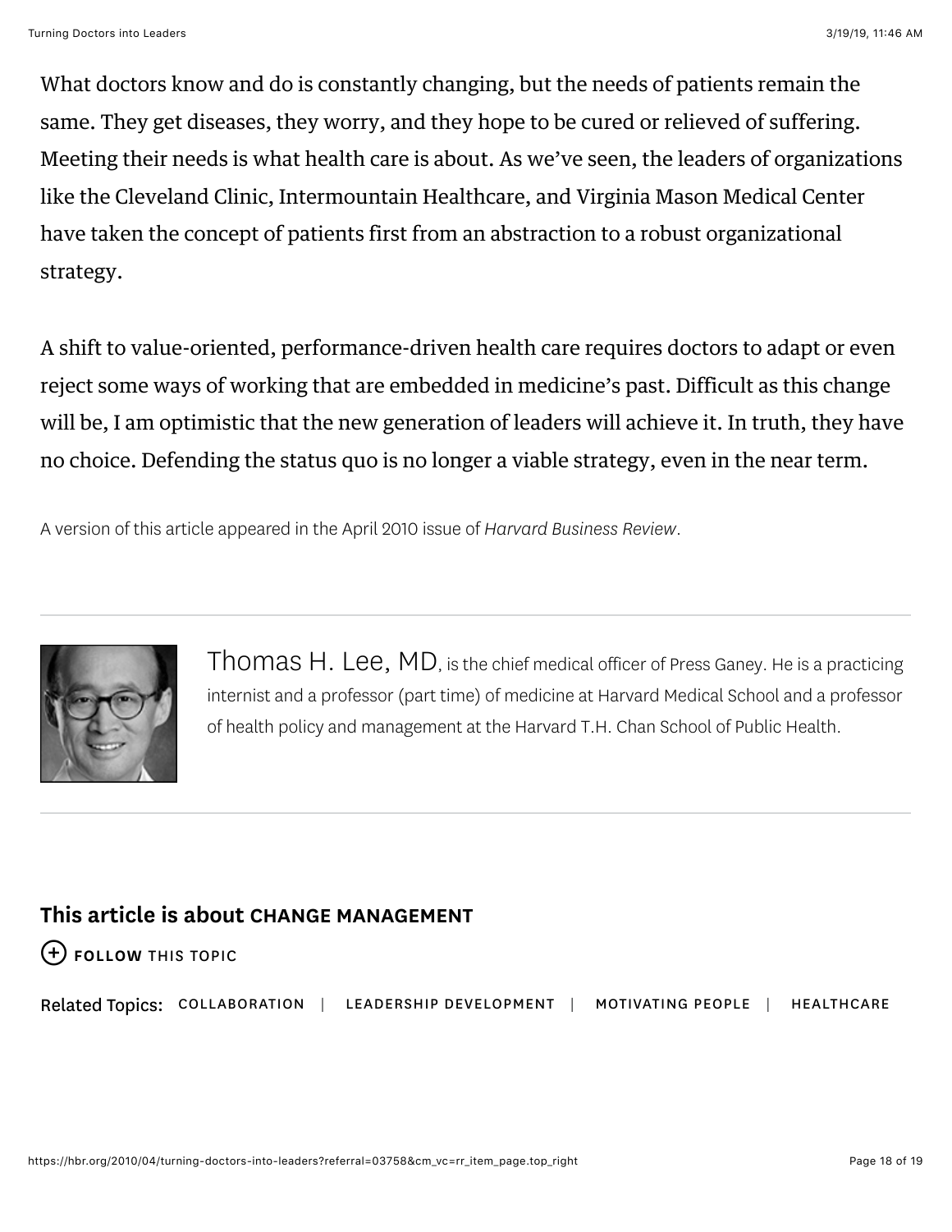What doctors know and do is constantly changing, but the needs of patients remain the same. They get diseases, they worry, and they hope to be cured or relieved of suffering. Meeting their needs is what health care is about. As we've seen, the leaders of organizations like the Cleveland Clinic, Intermountain Healthcare, and Virginia Mason Medical Center have taken the concept of patients first from an abstraction to a robust organizational strategy.

A shift to value-oriented, performance-driven health care requires doctors to adapt or even reject some ways of working that are embedded in medicine's past. Difficult as this change will be, I am optimistic that the new generation of leaders will achieve it. In truth, they have no choice. Defending the status quo is no longer a viable strategy, even in the near term.

A version of this article appeared in the April 2010 issue of *Harvard Business Review*.

---

Thomas H. Lee, MD, is the chief medical officer of Press Ganey. He is a practicing internist and a professor (part time) of medicine at Harvard Medical School and a professor of health policy and management at the Harvard T.H. Chan School of Public Health.

---

**This article is about CHANGE MANAGEMENT**

**FOLLOW** THIS TOPIC

Related Topics: COLLABORATION | LEADERSHIP DEVELOPMENT | MOTIVATING PEOPLE | HEALTHCARE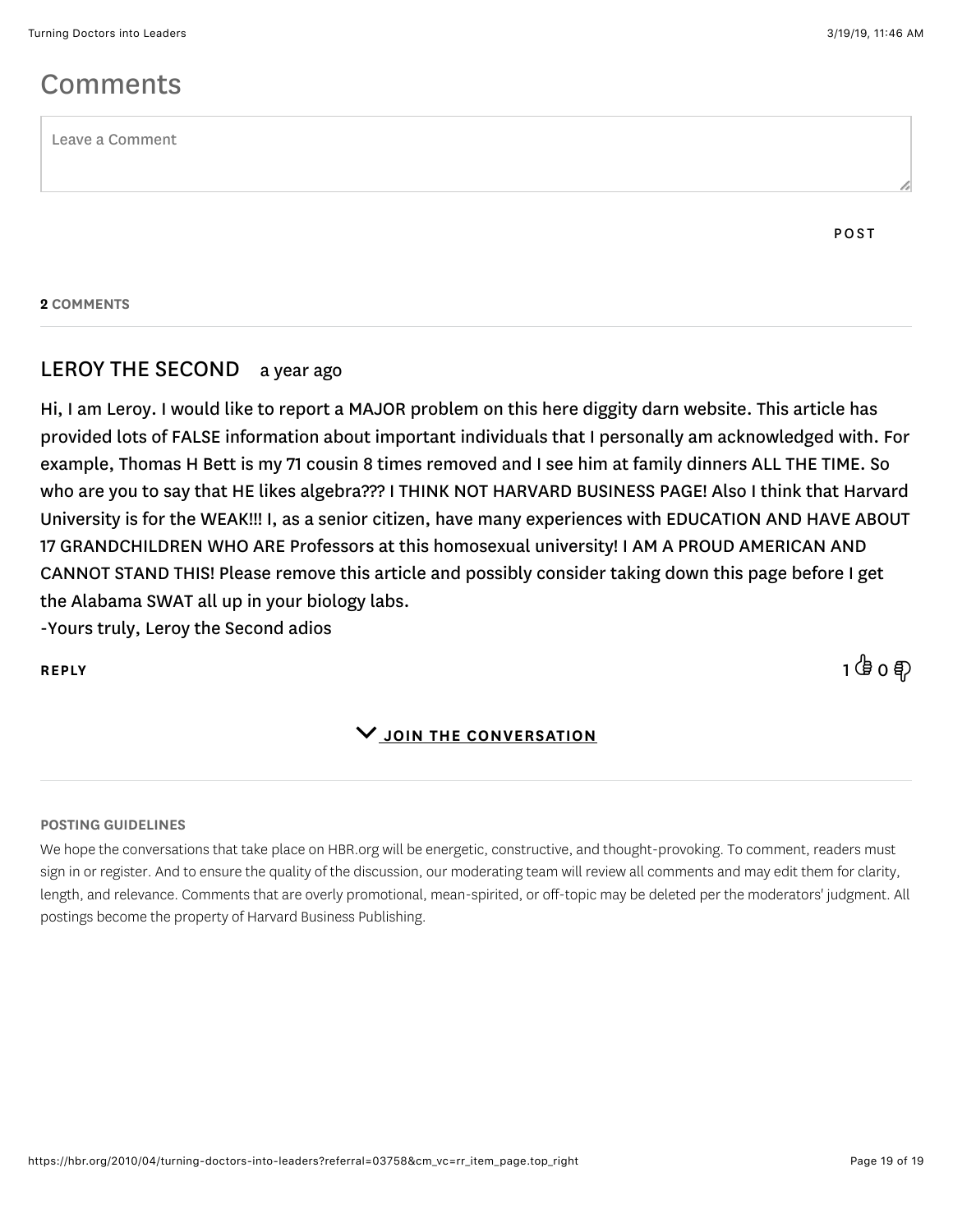# Comments

Leave a Comment

POST

**2** COMMENTS

## LEROY THE SECOND a year ago

Hi, I am Leroy. I would like to report a MAJOR problem on this here diggity darn website. This article has provided lots of FALSE information about important individuals that I personally am acknowledged with. For example, Thomas H Bett is my 71 cousin 8 times removed and I see him at family dinners ALL THE TIME. So who are you to say that HE likes algebra??? I THINK NOT HARVARD BUSINESS PAGE! Also I think that Harvard University is for the WEAK!!! I, as a senior citizen, have many experiences with EDUCATION AND HAVE ABOUT 17 GRANDCHILDREN WHO ARE Professors at this homosexual university! I AM A PROUD AMERICAN AND CANNOT STAND THIS! Please remove this article and possibly consider taking down this page before I get the Alabama SWAT all up in your biology labs.
-Yours truly, Leroy the Second adios

REPLY 1 👍 0 👎

JOIN THE CONVERSATION

**POSTING GUIDELINES**

We hope the conversations that take place on HBR.org will be energetic, constructive, and thought-provoking. To comment, readers must sign in or register. And to ensure the quality of the discussion, our moderating team will review all comments and may edit them for clarity, length, and relevance. Comments that are overly promotional, mean-spirited, or off-topic may be deleted per the moderators' judgment. All postings become the property of Harvard Business Publishing.